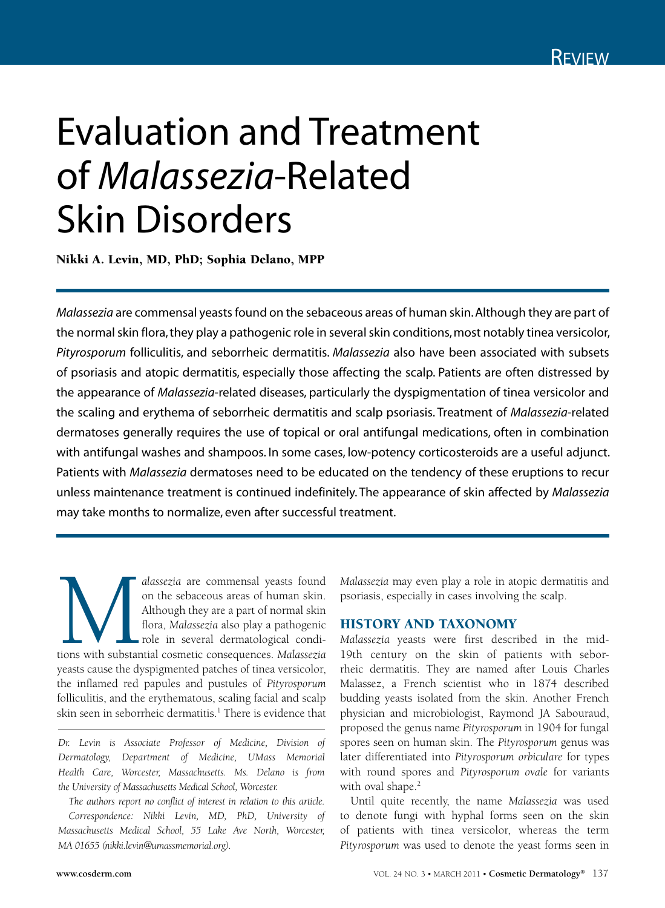# Evaluation and Treatment of *Malassezia*-Related Skin Disorders

**Nikki A. Levin, MD, PhD; Sophia Delano, MPP**

*Malassezia* are commensal yeasts found on the sebaceous areas of human skin. Although they are part of the normal skin flora, they play a pathogenic role in several skin conditions, most notably tinea versicolor, *Pityrosporum* folliculitis, and seborrheic dermatitis. *Malassezia* also have been associated with subsets of psoriasis and atopic dermatitis, especially those affecting the scalp. Patients are often distressed by the appearance of *Malassezia*-related diseases, particularly the dyspigmentation of tinea versicolor and the scaling and erythema of seborrheic dermatitis and scalp psoriasis. Treatment of *Malassezia*-related dermatoses generally requires the use of topical or oral antifungal medications, often in combination with antifungal washes and shampoos. In some cases, low-potency corticosteroids are a useful adjunct. Patients with *Malassezia* dermatoses need to be educated on the tendency of these eruptions to recur unless maintenance treatment is continued indefinitely. The appearance of skin affected by *Malassezia* may take months to normalize, even after successful treatment.

*Malassezia* are commensal yeasts found on the sebaceous areas of human skin. Although they are a part of normal skin flora, *Malassezia* also play a pathogenic role in several dermatological conditions with substantial cosmetic consequences. *Malassezia* yeasts cause the dyspigmented patches of tinea versicolor, the inflamed red papules and pustules of *Pityrosporum* folliculitis, and the erythematous, scaling facial and scalp skin seen in seborrheic dermatitis.[1] There is evidence that *Malassezia* may even play a role in atopic dermatitis and psoriasis, especially in cases involving the scalp.

*Dr. Levin is Associate Professor of Medicine, Division of Dermatology, Department of Medicine, UMass Memorial Health Care, Worcester, Massachusetts. Ms. Delano is from the University of Massachusetts Medical School, Worcester.*

*The authors report no conflict of interest in relation to this article.*

*Correspondence: Nikki Levin, MD, PhD, University of Massachusetts Medical School, 55 Lake Ave North, Worcester, MA 01655 (nikki.levin@umassmemorial.org).*

## HISTORY AND TAXONOMY

*Malassezia* yeasts were first described in the mid-19th century on the skin of patients with seborrheic dermatitis. They are named after Louis Charles Malassez, a French scientist who in 1874 described budding yeasts isolated from the skin. Another French physician and microbiologist, Raymond JA Sabouraud, proposed the genus name *Pityrosporum* in 1904 for fungal spores seen on human skin. The *Pityrosporum* genus was later differentiated into *Pityrosporum orbiculare* for types with round spores and *Pityrosporum ovale* for variants with oval shape.[2]

Until quite recently, the name *Malassezia* was used to denote fungi with hyphal forms seen on the skin of patients with tinea versicolor, whereas the term *Pityrosporum* was used to denote the yeast forms seen in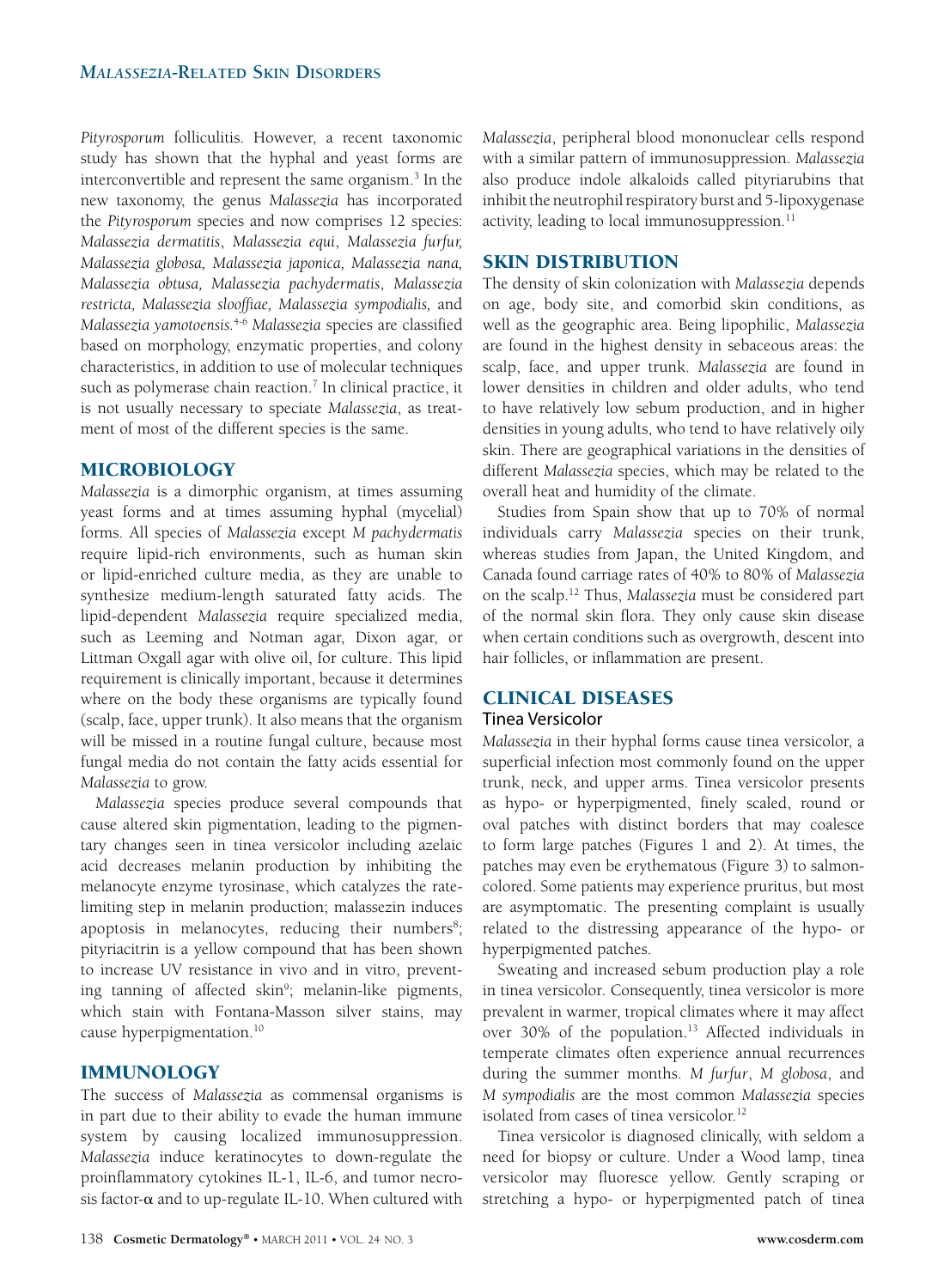*Pityrosporum* folliculitis. However, a recent taxonomic study has shown that the hyphal and yeast forms are interconvertible and represent the same organism.[3] In the new taxonomy, the genus *Malassezia* has incorporated the *Pityrosporum* species and now comprises 12 species: *Malassezia dermatitis*, *Malassezia equi*, *Malassezia furfur, Malassezia globosa, Malassezia japonica, Malassezia nana, Malassezia obtusa, Malassezia pachydermatis*, *Malassezia restricta, Malassezia slooffiae, Malassezia sympodialis,* and *Malassezia yamotoensis*.[4-6] *Malassezia* species are classified based on morphology, enzymatic properties, and colony characteristics, in addition to use of molecular techniques such as polymerase chain reaction.[7] In clinical practice, it is not usually necessary to speciate *Malassezia*, as treatment of most of the different species is the same.

## MICROBIOLOGY

*Malassezia* is a dimorphic organism, at times assuming yeast forms and at times assuming hyphal (mycelial) forms. All species of *Malassezia* except *M pachydermatis* require lipid-rich environments, such as human skin or lipid-enriched culture media, as they are unable to synthesize medium-length saturated fatty acids. The lipid-dependent *Malassezia* require specialized media, such as Leeming and Notman agar, Dixon agar, or Littman Oxgall agar with olive oil, for culture. This lipid requirement is clinically important, because it determines where on the body these organisms are typically found (scalp, face, upper trunk). It also means that the organism will be missed in a routine fungal culture, because most fungal media do not contain the fatty acids essential for *Malassezia* to grow.

*Malassezia* species produce several compounds that cause altered skin pigmentation, leading to the pigmentary changes seen in tinea versicolor including azelaic acid decreases melanin production by inhibiting the melanocyte enzyme tyrosinase, which catalyzes the rate-limiting step in melanin production; malassezin induces apoptosis in melanocytes, reducing their numbers[8]; pityriacitrin is a yellow compound that has been shown to increase UV resistance in vivo and in vitro, preventing tanning of affected skin[9]; melanin-like pigments, which stain with Fontana-Masson silver stains, may cause hyperpigmentation.[10]

## IMMUNOLOGY

The success of *Malassezia* as commensal organisms is in part due to their ability to evade the human immune system by causing localized immunosuppression. *Malassezia* induce keratinocytes to down-regulate the proinflammatory cytokines IL-1, IL-6, and tumor necrosis factor-α and to up-regulate IL-10. When cultured with *Malassezia*, peripheral blood mononuclear cells respond with a similar pattern of immunosuppression. *Malassezia* also produce indole alkaloids called pityriarubins that inhibit the neutrophil respiratory burst and 5-lipoxygenase activity, leading to local immunosuppression.[11]

## SKIN DISTRIBUTION

The density of skin colonization with *Malassezia* depends on age, body site, and comorbid skin conditions, as well as the geographic area. Being lipophilic, *Malassezia* are found in the highest density in sebaceous areas: the scalp, face, and upper trunk. *Malassezia* are found in lower densities in children and older adults, who tend to have relatively low sebum production, and in higher densities in young adults, who tend to have relatively oily skin. There are geographical variations in the densities of different *Malassezia* species, which may be related to the overall heat and humidity of the climate.

Studies from Spain show that up to 70% of normal individuals carry *Malassezia* species on their trunk, whereas studies from Japan, the United Kingdom, and Canada found carriage rates of 40% to 80% of *Malassezia* on the scalp.[12] Thus, *Malassezia* must be considered part of the normal skin flora. They only cause skin disease when certain conditions such as overgrowth, descent into hair follicles, or inflammation are present.

## CLINICAL DISEASES

### Tinea Versicolor

*Malassezia* in their hyphal forms cause tinea versicolor, a superficial infection most commonly found on the upper trunk, neck, and upper arms. Tinea versicolor presents as hypo- or hyperpigmented, finely scaled, round or oval patches with distinct borders that may coalesce to form large patches (Figures 1 and 2). At times, the patches may even be erythematous (Figure 3) to salmon-colored. Some patients may experience pruritus, but most are asymptomatic. The presenting complaint is usually related to the distressing appearance of the hypo- or hyperpigmented patches.

Sweating and increased sebum production play a role in tinea versicolor. Consequently, tinea versicolor is more prevalent in warmer, tropical climates where it may affect over 30% of the population.[13] Affected individuals in temperate climates often experience annual recurrences during the summer months. *M furfur*, *M globosa*, and *M sympodialis* are the most common *Malassezia* species isolated from cases of tinea versicolor.[12]

Tinea versicolor is diagnosed clinically, with seldom a need for biopsy or culture. Under a Wood lamp, tinea versicolor may fluoresce yellow. Gently scraping or stretching a hypo- or hyperpigmented patch of tinea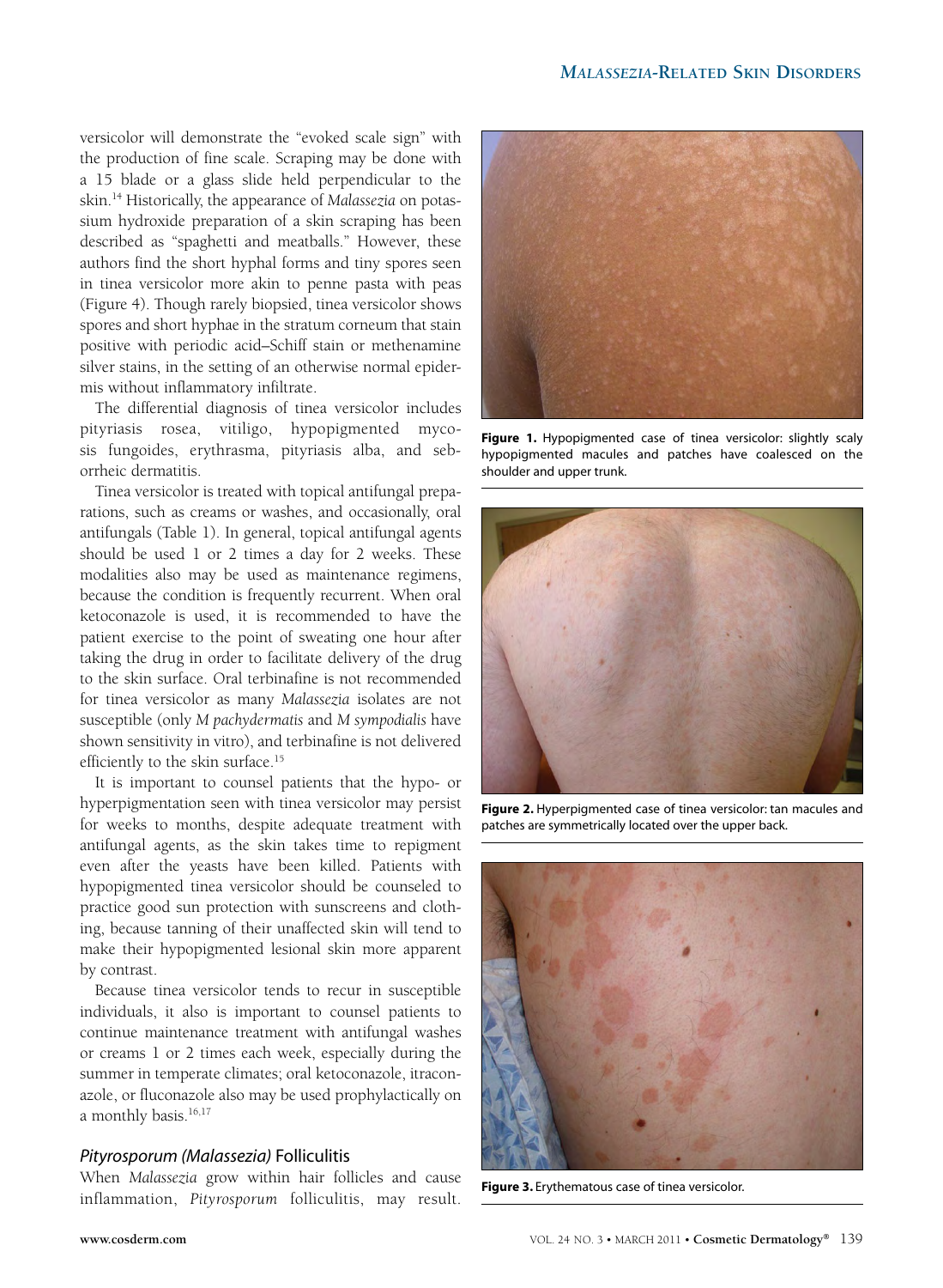versicolor will demonstrate the "evoked scale sign" with the production of fine scale. Scraping may be done with a 15 blade or a glass slide held perpendicular to the skin.[14] Historically, the appearance of *Malassezia* on potassium hydroxide preparation of a skin scraping has been described as "spaghetti and meatballs." However, these authors find the short hyphal forms and tiny spores seen in tinea versicolor more akin to penne pasta with peas (Figure 4). Though rarely biopsied, tinea versicolor shows spores and short hyphae in the stratum corneum that stain positive with periodic acid–Schiff stain or methenamine silver stains, in the setting of an otherwise normal epidermis without inflammatory infiltrate.

The differential diagnosis of tinea versicolor includes pityriasis rosea, vitiligo, hypopigmented mycosis fungoides, erythrasma, pityriasis alba, and seborrheic dermatitis.

Tinea versicolor is treated with topical antifungal preparations, such as creams or washes, and occasionally, oral antifungals (Table 1). In general, topical antifungal agents should be used 1 or 2 times a day for 2 weeks. These modalities also may be used as maintenance regimens, because the condition is frequently recurrent. When oral ketoconazole is used, it is recommended to have the patient exercise to the point of sweating one hour after taking the drug in order to facilitate delivery of the drug to the skin surface. Oral terbinafine is not recommended for tinea versicolor as many *Malassezia* isolates are not susceptible (only *M pachydermatis* and *M sympodialis* have shown sensitivity in vitro), and terbinafine is not delivered efficiently to the skin surface.[15]

It is important to counsel patients that the hypo- or hyperpigmentation seen with tinea versicolor may persist for weeks to months, despite adequate treatment with antifungal agents, as the skin takes time to repigment even after the yeasts have been killed. Patients with hypopigmented tinea versicolor should be counseled to practice good sun protection with sunscreens and clothing, because tanning of their unaffected skin will tend to make their hypopigmented lesional skin more apparent by contrast.

Because tinea versicolor tends to recur in susceptible individuals, it also is important to counsel patients to continue maintenance treatment with antifungal washes or creams 1 or 2 times each week, especially during the summer in temperate climates; oral ketoconazole, itraconazole, or fluconazole also may be used prophylactically on a monthly basis.[16,17]

### *Pityrosporum (Malassezia)* Folliculitis

When *Malassezia* grow within hair follicles and cause inflammation, *Pityrosporum* folliculitis, may result.

**Figure 1.** Hypopigmented case of tinea versicolor: slightly scaly hypopigmented macules and patches have coalesced on the shoulder and upper trunk.

**Figure 2.** Hyperpigmented case of tinea versicolor: tan macules and patches are symmetrically located over the upper back.

**Figure 3.** Erythematous case of tinea versicolor.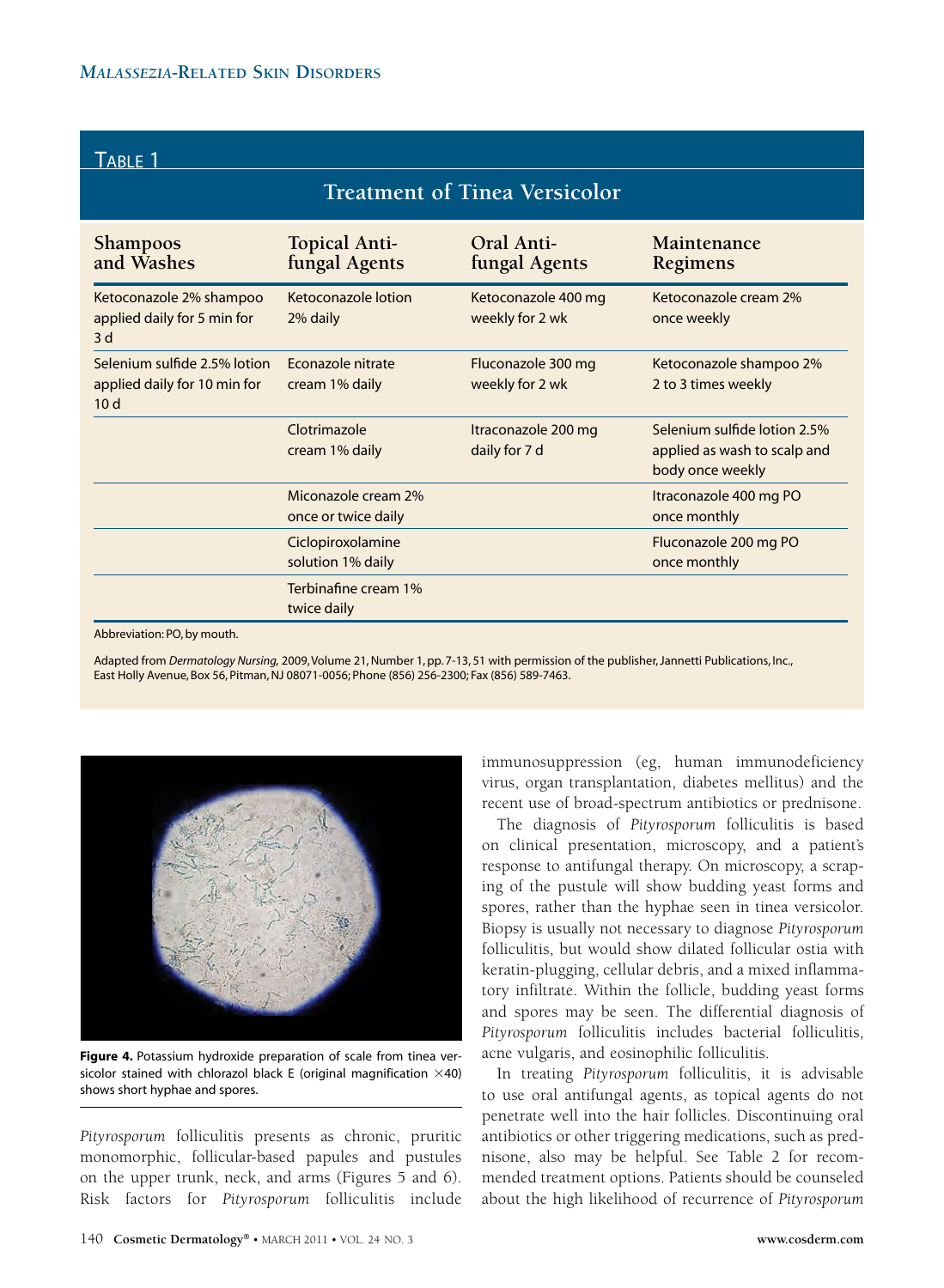Table 1

**Treatment of Tinea Versicolor**

| Shampoos and Washes | Topical Anti-fungal Agents | Oral Anti-fungal Agents | Maintenance Regimens |
|---|---|---|---|
| Ketoconazole 2% shampoo applied daily for 5 min for 3 d | Ketoconazole lotion 2% daily | Ketoconazole 400 mg weekly for 2 wk | Ketoconazole cream 2% once weekly |
| Selenium sulfide 2.5% lotion applied daily for 10 min for 10 d | Econazole nitrate cream 1% daily | Fluconazole 300 mg weekly for 2 wk | Ketoconazole shampoo 2% 2 to 3 times weekly |
| | Clotrimazole cream 1% daily | Itraconazole 200 mg daily for 7 d | Selenium sulfide lotion 2.5% applied as wash to scalp and body once weekly |
| | Miconazole cream 2% once or twice daily | | Itraconazole 400 mg PO once monthly |
| | Ciclopiroxolamine solution 1% daily | | Fluconazole 200 mg PO once monthly |
| | Terbinafine cream 1% twice daily | | |

Abbreviation: PO, by mouth.

Adapted from *Dermatology Nursing,* 2009, Volume 21, Number 1, pp. 7-13, 51 with permission of the publisher, Jannetti Publications, Inc., East Holly Avenue, Box 56, Pitman, NJ 08071-0056; Phone (856) 256-2300; Fax (856) 589-7463.

**Figure 4.** Potassium hydroxide preparation of scale from tinea versicolor stained with chlorazol black E (original magnification ×40) shows short hyphae and spores.

*Pityrosporum* folliculitis presents as chronic, pruritic monomorphic, follicular-based papules and pustules on the upper trunk, neck, and arms (Figures 5 and 6). Risk factors for *Pityrosporum* folliculitis include immunosuppression (eg, human immunodeficiency virus, organ transplantation, diabetes mellitus) and the recent use of broad-spectrum antibiotics or prednisone.

The diagnosis of *Pityrosporum* folliculitis is based on clinical presentation, microscopy, and a patient's response to antifungal therapy. On microscopy, a scraping of the pustule will show budding yeast forms and spores, rather than the hyphae seen in tinea versicolor. Biopsy is usually not necessary to diagnose *Pityrosporum* folliculitis, but would show dilated follicular ostia with keratin-plugging, cellular debris, and a mixed inflammatory infiltrate. Within the follicle, budding yeast forms and spores may be seen. The differential diagnosis of *Pityrosporum* folliculitis includes bacterial folliculitis, acne vulgaris, and eosinophilic folliculitis.

In treating *Pityrosporum* folliculitis, it is advisable to use oral antifungal agents, as topical agents do not penetrate well into the hair follicles. Discontinuing oral antibiotics or other triggering medications, such as prednisone, also may be helpful. See Table 2 for recommended treatment options. Patients should be counseled about the high likelihood of recurrence of *Pityrosporum*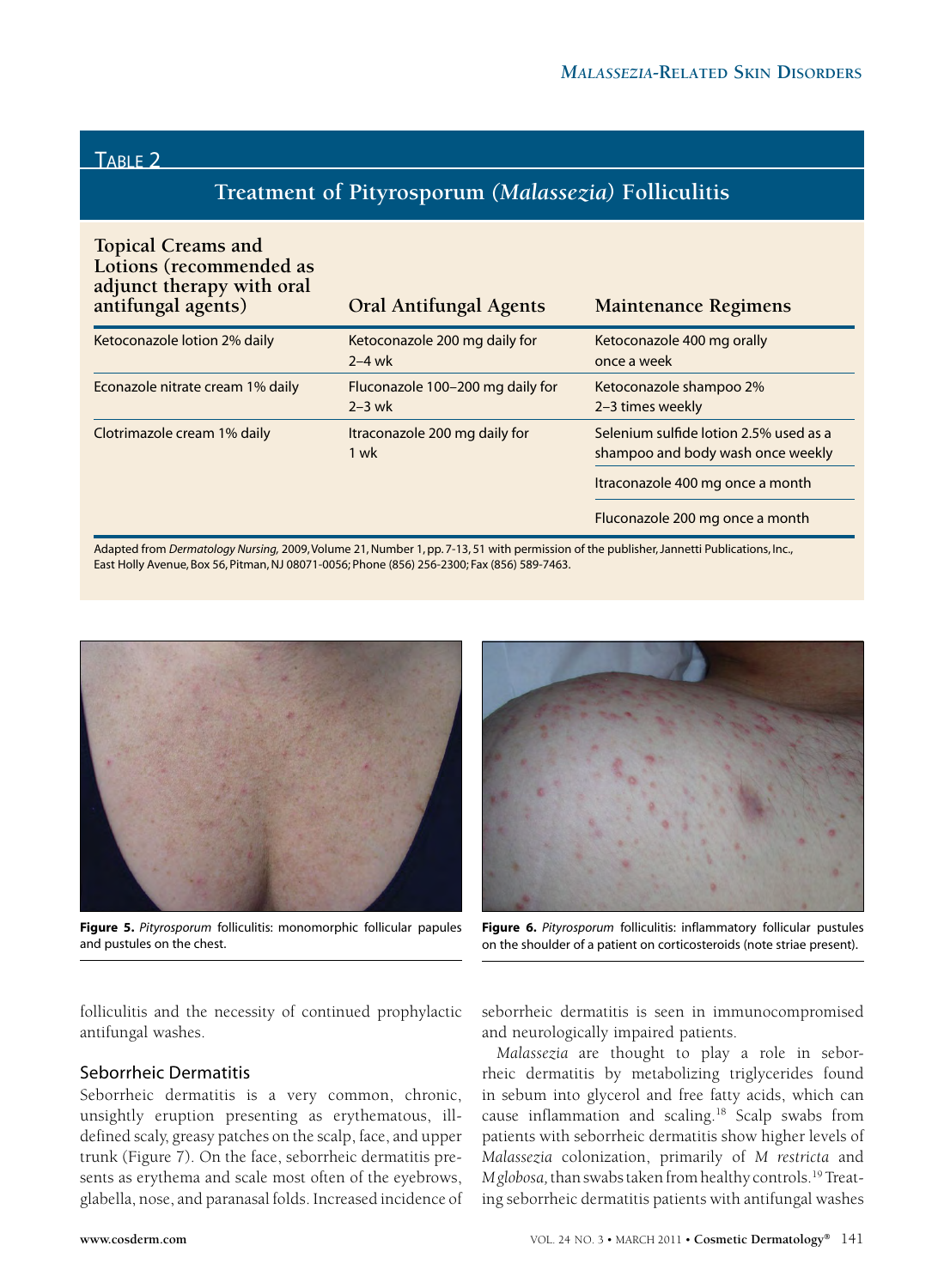## Table 2

### Treatment of Pityrosporum (*Malassezia*) Folliculitis

| Topical Creams and Lotions (recommended as adjunct therapy with oral antifungal agents) | Oral Antifungal Agents | Maintenance Regimens |
|---|---|---|
| Ketoconazole lotion 2% daily | Ketoconazole 200 mg daily for 2–4 wk | Ketoconazole 400 mg orally once a week |
| Econazole nitrate cream 1% daily | Fluconazole 100–200 mg daily for 2–3 wk | Ketoconazole shampoo 2% 2–3 times weekly |
| Clotrimazole cream 1% daily | Itraconazole 200 mg daily for 1 wk | Selenium sulfide lotion 2.5% used as a shampoo and body wash once weekly |
| | | Itraconazole 400 mg once a month |
| | | Fluconazole 200 mg once a month |

Adapted from *Dermatology Nursing,* 2009, Volume 21, Number 1, pp. 7-13, 51 with permission of the publisher, Jannetti Publications, Inc., East Holly Avenue, Box 56, Pitman, NJ 08071-0056; Phone (856) 256-2300; Fax (856) 589-7463.

**Figure 5.** *Pityrosporum* folliculitis: monomorphic follicular papules and pustules on the chest.

**Figure 6.** *Pityrosporum* folliculitis: inflammatory follicular pustules on the shoulder of a patient on corticosteroids (note striae present).

folliculitis and the necessity of continued prophylactic antifungal washes.

### Seborrheic Dermatitis

Seborrheic dermatitis is a very common, chronic, unsightly eruption presenting as erythematous, ill-defined scaly, greasy patches on the scalp, face, and upper trunk (Figure 7). On the face, seborrheic dermatitis presents as erythema and scale most often of the eyebrows, glabella, nose, and paranasal folds. Increased incidence of seborrheic dermatitis is seen in immunocompromised and neurologically impaired patients.

*Malassezia* are thought to play a role in seborrheic dermatitis by metabolizing triglycerides found in sebum into glycerol and free fatty acids, which can cause inflammation and scaling.[18] Scalp swabs from patients with seborrheic dermatitis show higher levels of *Malassezia* colonization, primarily of *M restricta* and *M globosa,* than swabs taken from healthy controls.[19] Treating seborrheic dermatitis patients with antifungal washes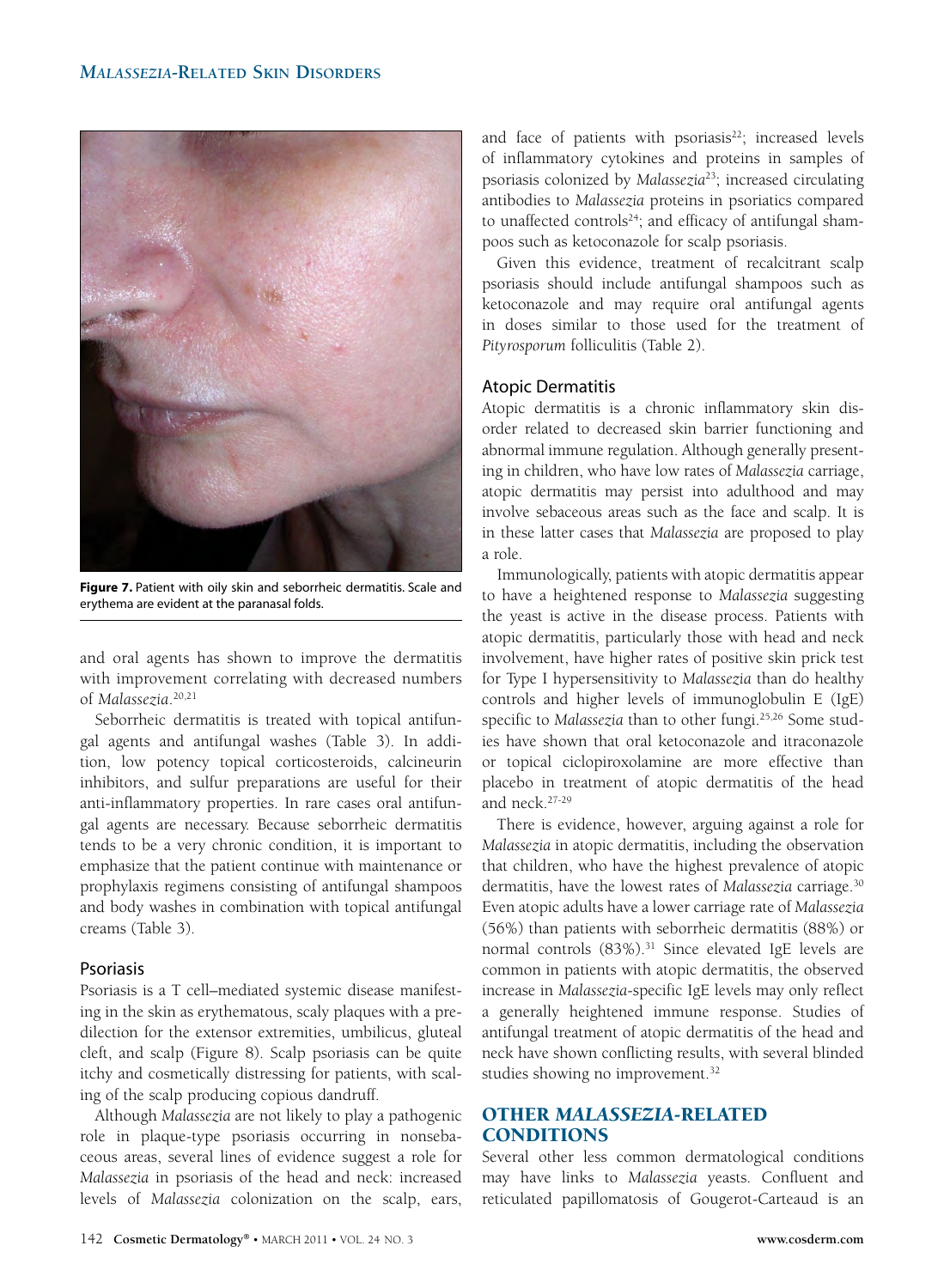**Figure 7.** Patient with oily skin and seborrheic dermatitis. Scale and erythema are evident at the paranasal folds.

and oral agents has shown to improve the dermatitis with improvement correlating with decreased numbers of *Malassezia*.[20,21]

Seborrheic dermatitis is treated with topical antifungal agents and antifungal washes (Table 3). In addition, low potency topical corticosteroids, calcineurin inhibitors, and sulfur preparations are useful for their anti-inflammatory properties. In rare cases oral antifungal agents are necessary. Because seborrheic dermatitis tends to be a very chronic condition, it is important to emphasize that the patient continue with maintenance or prophylaxis regimens consisting of antifungal shampoos and body washes in combination with topical antifungal creams (Table 3).

### Psoriasis

Psoriasis is a T cell–mediated systemic disease manifesting in the skin as erythematous, scaly plaques with a predilection for the extensor extremities, umbilicus, gluteal cleft, and scalp (Figure 8). Scalp psoriasis can be quite itchy and cosmetically distressing for patients, with scaling of the scalp producing copious dandruff.

Although *Malassezia* are not likely to play a pathogenic role in plaque-type psoriasis occurring in nonsebaceous areas, several lines of evidence suggest a role for *Malassezia* in psoriasis of the head and neck: increased levels of *Malassezia* colonization on the scalp, ears, and face of patients with psoriasis[22]; increased levels of inflammatory cytokines and proteins in samples of psoriasis colonized by *Malassezia*[23]; increased circulating antibodies to *Malassezia* proteins in psoriatics compared to unaffected controls[24]; and efficacy of antifungal shampoos such as ketoconazole for scalp psoriasis.

Given this evidence, treatment of recalcitrant scalp psoriasis should include antifungal shampoos such as ketoconazole and may require oral antifungal agents in doses similar to those used for the treatment of *Pityrosporum* folliculitis (Table 2).

### Atopic Dermatitis

Atopic dermatitis is a chronic inflammatory skin disorder related to decreased skin barrier functioning and abnormal immune regulation. Although generally presenting in children, who have low rates of *Malassezia* carriage, atopic dermatitis may persist into adulthood and may involve sebaceous areas such as the face and scalp. It is in these latter cases that *Malassezia* are proposed to play a role.

Immunologically, patients with atopic dermatitis appear to have a heightened response to *Malassezia* suggesting the yeast is active in the disease process. Patients with atopic dermatitis, particularly those with head and neck involvement, have higher rates of positive skin prick test for Type I hypersensitivity to *Malassezia* than do healthy controls and higher levels of immunoglobulin E (IgE) specific to *Malassezia* than to other fungi.[25,26] Some studies have shown that oral ketoconazole and itraconazole or topical ciclopiroxolamine are more effective than placebo in treatment of atopic dermatitis of the head and neck.[27-29]

There is evidence, however, arguing against a role for *Malassezia* in atopic dermatitis, including the observation that children, who have the highest prevalence of atopic dermatitis, have the lowest rates of *Malassezia* carriage.[30] Even atopic adults have a lower carriage rate of *Malassezia* (56%) than patients with seborrheic dermatitis (88%) or normal controls (83%).[31] Since elevated IgE levels are common in patients with atopic dermatitis, the observed increase in *Malassezia*-specific IgE levels may only reflect a generally heightened immune response. Studies of antifungal treatment of atopic dermatitis of the head and neck have shown conflicting results, with several blinded studies showing no improvement.[32]

## OTHER *MALASSEZIA*-RELATED CONDITIONS

Several other less common dermatological conditions may have links to *Malassezia* yeasts. Confluent and reticulated papillomatosis of Gougerot-Carteaud is an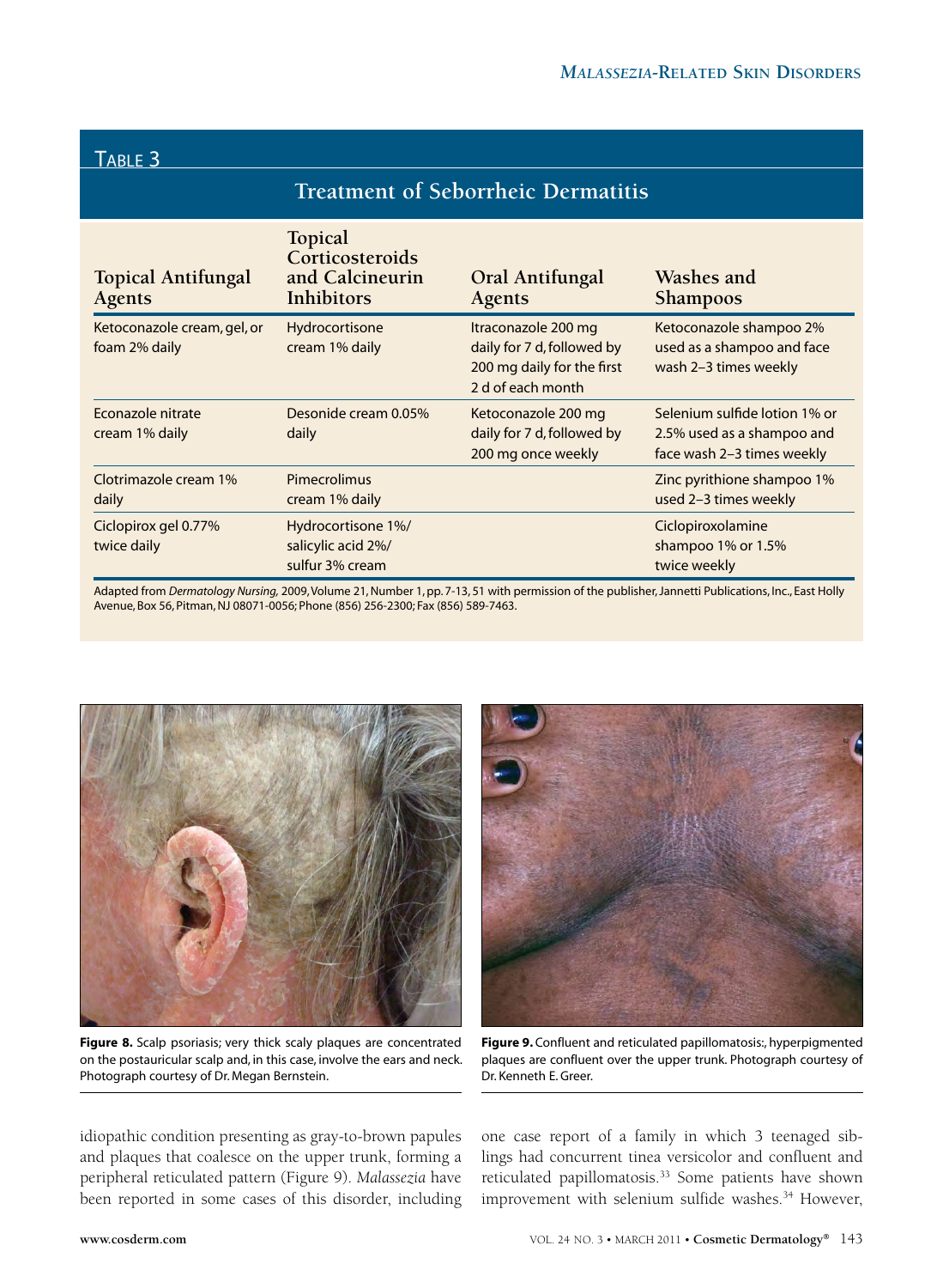## Table 3

### Treatment of Seborrheic Dermatitis

| Topical Antifungal Agents | Topical Corticosteroids and Calcineurin Inhibitors | Oral Antifungal Agents | Washes and Shampoos |
|---|---|---|---|
| Ketoconazole cream, gel, or foam 2% daily | Hydrocortisone cream 1% daily | Itraconazole 200 mg daily for 7 d, followed by 200 mg daily for the first 2 d of each month | Ketoconazole shampoo 2% used as a shampoo and face wash 2–3 times weekly |
| Econazole nitrate cream 1% daily | Desonide cream 0.05% daily | Ketoconazole 200 mg daily for 7 d, followed by 200 mg once weekly | Selenium sulfide lotion 1% or 2.5% used as a shampoo and face wash 2–3 times weekly |
| Clotrimazole cream 1% daily | Pimecrolimus cream 1% daily | | Zinc pyrithione shampoo 1% used 2–3 times weekly |
| Ciclopirox gel 0.77% twice daily | Hydrocortisone 1%/ salicylic acid 2%/ sulfur 3% cream | | Ciclopiroxolamine shampoo 1% or 1.5% twice weekly |

Adapted from *Dermatology Nursing,* 2009, Volume 21, Number 1, pp. 7-13, 51 with permission of the publisher, Jannetti Publications, Inc., East Holly Avenue, Box 56, Pitman, NJ 08071-0056; Phone (856) 256-2300; Fax (856) 589-7463.

**Figure 8.** Scalp psoriasis; very thick scaly plaques are concentrated on the postauricular scalp and, in this case, involve the ears and neck. Photograph courtesy of Dr. Megan Bernstein.

**Figure 9.** Confluent and reticulated papillomatosis:, hyperpigmented plaques are confluent over the upper trunk. Photograph courtesy of Dr. Kenneth E. Greer.

idiopathic condition presenting as gray-to-brown papules and plaques that coalesce on the upper trunk, forming a peripheral reticulated pattern (Figure 9). *Malassezia* have been reported in some cases of this disorder, including one case report of a family in which 3 teenaged siblings had concurrent tinea versicolor and confluent and reticulated papillomatosis.[33] Some patients have shown improvement with selenium sulfide washes.[34] However,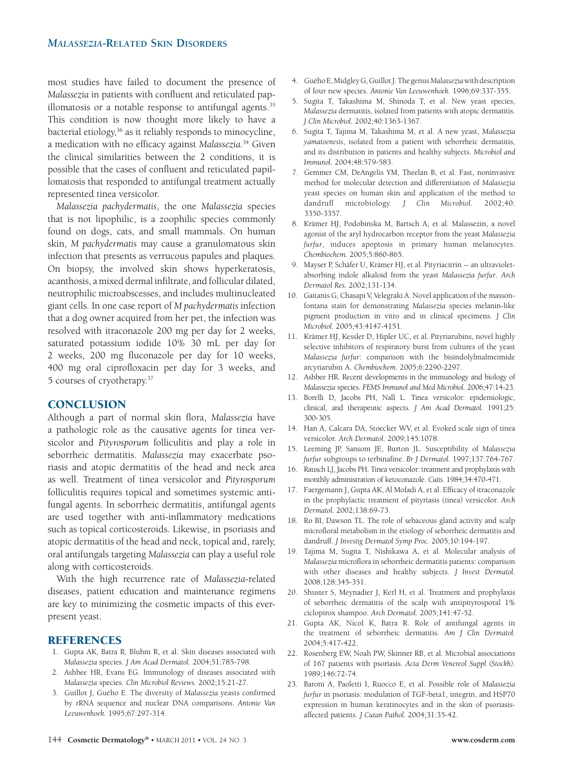most studies have failed to document the presence of *Malassezia* in patients with confluent and reticulated papillomatosis or a notable response to antifungal agents.[35] This condition is now thought more likely to have a bacterial etiology,[36] as it reliably responds to minocycline, a medication with no efficacy against *Malassezia*.[34] Given the clinical similarities between the 2 conditions, it is possible that the cases of confluent and reticulated papillomatosis that responded to antifungal treatment actually represented tinea versicolor.

*Malassezia pachydermatis*, the one *Malassezia* species that is not lipophilic, is a zoophilic species commonly found on dogs, cats, and small mammals. On human skin, *M pachydermatis* may cause a granulomatous skin infection that presents as verrucous papules and plaques. On biopsy, the involved skin shows hyperkeratosis, acanthosis, a mixed dermal infiltrate, and follicular dilated, neutrophilic microabscesses, and includes multinucleated giant cells. In one case report of *M pachydermatis* infection that a dog owner acquired from her pet, the infection was resolved with itraconazole 200 mg per day for 2 weeks, saturated potassium iodide 10% 30 mL per day for 2 weeks, 200 mg fluconazole per day for 10 weeks, 400 mg oral ciprofloxacin per day for 3 weeks, and 5 courses of cryotherapy.[37]

## CONCLUSION

Although a part of normal skin flora, *Malassezia* have a pathologic role as the causative agents for tinea versicolor and *Pityrosporum* folliculitis and play a role in seborrheic dermatitis. *Malassezia* may exacerbate psoriasis and atopic dermatitis of the head and neck area as well. Treatment of tinea versicolor and *Pityrosporum* folliculitis requires topical and sometimes systemic antifungal agents. In seborrheic dermatitis, antifungal agents are used together with anti-inflammatory medications such as topical corticosteroids. Likewise, in psoriasis and atopic dermatitis of the head and neck, topical and, rarely, oral antifungals targeting *Malassezia* can play a useful role along with corticosteroids.

With the high recurrence rate of *Malassezia*-related diseases, patient education and maintenance regimens are key to minimizing the cosmetic impacts of this ever-present yeast.

## REFERENCES

1. Gupta AK, Batra R, Bluhm R, et al. Skin diseases associated with *Malassezia* species. *J Am Acad Dermatol.* 2004;51:785-798.
2. Ashbee HR, Evans EG. Immunology of diseases associated with *Malassezia* species. *Clin Microbiol Reviews.* 2002;15:21-27.
3. Guillot J, Guého E. The diversity of *Malassezia* yeasts confirmed by rRNA sequence and nuclear DNA comparisons. *Antonie Van Leeuwenhoek.* 1995;67:297-314.
4. Guého E, Midgley G, Guillot J. The genus *Malassezia* with description of four new species. *Antonie Van Leeuwenhoek.* 1996;69:337-355.
5. Sugita T, Takashima M, Shinoda T, et al. New yeast species, *Malassezia* dermatitis, isolated from patients with atopic dermatitis. *J Clin Microbiol.* 2002;40:1363-1367.
6. Sugita T, Tajima M, Takashima M, et al. A new yeast, *Malassezia yamatoenesis*, isolated from a patient with seborrheic dermatitis, and its distribution in patients and healthy subjects. *Microbiol and Immunol.* 2004;48:579-583.
7. Gemmer CM, DeAngelis YM, Theelan B, et al. Fast, noninvasive method for molecular detection and differentiation of *Malassezia* yeast species on human skin and application of the method to dandruff microbiology. *J Clin Microbiol.* 2002;40:3350-3357.
8. Krämer HJ, Podobinska M, Bartsch A, et al. Malassezin, a novel agonist of the aryl hydrocarbon receptor from the yeast *Malassezia furfur*, induces apoptosis in primary human melanocytes. *Chembiochem.* 2005;5:860-865.
9. Mayser P, Schäfer U, Krämer HJ, et al. Pityriacitrin -- an ultraviolet-absorbing indole alkaloid from the yeast *Malassezia furfur*. *Arch Dermatol Res.* 2002;131-134.
10. Gaitanis G, Chasapi V, Velegraki A. Novel application of the masson-fontana stain for demonstrating *Malassezia* species melanin-like pigment production in vitro and in clinical specimens. *J Clin Microbiol.* 2005;43:4147-4151.
11. Krämer HJ, Kessler D, Hipler UC, et al. Pityriarubins, novel highly selective inhibitors of respiratory burst from cultures of the yeast *Malassezia furfur*: comparison with the bisindolylmalmeimide arcyriarubin A. *Chembiochem.* 2005;6:2290-2297.
12. Ashbee HR. Recent developments in the immunology and biology of *Malassezia* species. *FEMS Immunol and Med Microbiol.* 2006;47:14-23.
13. Borelli D, Jacobs PH, Nall L. Tinea versicolor: epidemiologic, clinical, and therapeutic aspects. *J Am Acad Dermatol.* 1991;25:300-305.
14. Han A, Calcara DA, Stoecker WV, et al. Evoked scale sign of tinea versicolor. *Arch Dermatol.* 2009;145:1078.
15. Leeming JP, Sansom JE, Burton JL. Susceptibility of *Malassezia furfur* subgroups to terbinafine. *Br J Dermatol.* 1997;137:764-767.
16. Rausch LJ, Jacobs PH. Tinea versicolor: treatment and prophylaxis with monthly administration of ketoconazole. *Cutis.* 1984;34:470-471.
17. Faergemann J, Gupta AK, Al Mofadi A, et al. Efficacy of itraconazole in the prophylactic treatment of pityriasis (tinea) versicolor. *Arch Dermatol.* 2002;138:69-73.
18. Ro BI, Dawson TL. The role of sebaceous gland activity and scalp microfloral metabolism in the etiology of seborrheic dermatitis and dandruff. *J Investig Dermatol Symp Proc.* 2005;10:194-197.
19. Tajima M, Sugita T, Nishikawa A, et al. Molecular analysis of *Malassezia* microflora in seborrheic dermatitis patients: comparison with other diseases and healthy subjects. *J Invest Dermatol.* 2008;128:345-351.
20. Shuster S, Meynadier J, Kerl H, et al. Treatment and prophylaxis of seborrheic dermatitis of the scalp with antipityrosporal 1% ciclopirox shampoo. *Arch Dermatol.* 2005;141:47-52.
21. Gupta AK, Nicol K, Batra R. Role of antifungal agents in the treatment of seborrheic dermatitis. *Am J Clin Dermatol.* 2004;5:417-422.
22. Rosenberg EW, Noah PW, Skinner RB, et al. Microbial associations of 167 patients with psoriasis. *Acta Derm Venereol Suppl (Stockh).* 1989;146:72-74.
23. Baroni A, Paoletti I, Ruocco E, et al. Possible role of *Malassezia furfur* in psoriasis: modulation of TGF-beta1, integrin, and HSP70 expression in human keratinocytes and in the skin of psoriasis-affected patients. *J Cutan Pathol.* 2004;31:35-42.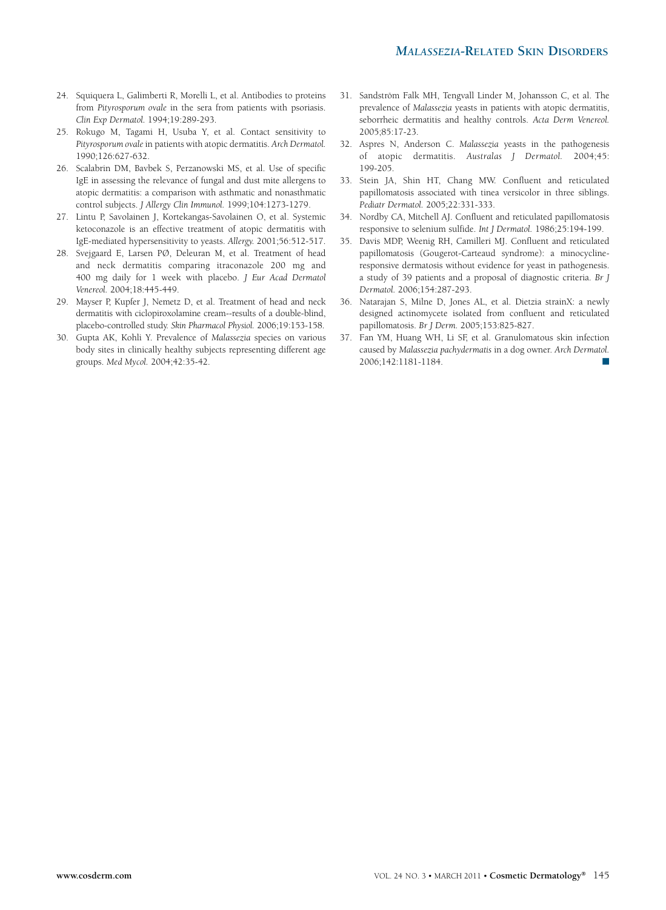24. Squiquera L, Galimberti R, Morelli L, et al. Antibodies to proteins from *Pityrosporum ovale* in the sera from patients with psoriasis. *Clin Exp Dermatol.* 1994;19:289-293.
25. Rokugo M, Tagami H, Usuba Y, et al. Contact sensitivity to *Pityrosporum ovale* in patients with atopic dermatitis. *Arch Dermatol.* 1990;126:627-632.
26. Scalabrin DM, Bavbek S, Perzanowski MS, et al. Use of specific IgE in assessing the relevance of fungal and dust mite allergens to atopic dermatitis: a comparison with asthmatic and nonasthmatic control subjects. *J Allergy Clin Immunol.* 1999;104:1273-1279.
27. Lintu P, Savolainen J, Kortekangas-Savolainen O, et al. Systemic ketoconazole is an effective treatment of atopic dermatitis with IgE-mediated hypersensitivity to yeasts. *Allergy.* 2001;56:512-517.
28. Svejgaard E, Larsen PØ, Deleuran M, et al. Treatment of head and neck dermatitis comparing itraconazole 200 mg and 400 mg daily for 1 week with placebo. *J Eur Acad Dermatol Venereol.* 2004;18:445-449.
29. Mayser P, Kupfer J, Nemetz D, et al. Treatment of head and neck dermatitis with ciclopiroxolamine cream--results of a double-blind, placebo-controlled study. *Skin Pharmacol Physiol.* 2006;19:153-158.
30. Gupta AK, Kohli Y. Prevalence of *Malassezia* species on various body sites in clinically healthy subjects representing different age groups. *Med Mycol.* 2004;42:35-42.
31. Sandström Falk MH, Tengvall Linder M, Johansson C, et al. The prevalence of *Malassezia* yeasts in patients with atopic dermatitis, seborrheic dermatitis and healthy controls. *Acta Derm Venereol.* 2005;85:17-23.
32. Aspres N, Anderson C. *Malassezia* yeasts in the pathogenesis of atopic dermatitis. *Australas J Dermatol.* 2004;45: 199-205.
33. Stein JA, Shin HT, Chang MW. Confluent and reticulated papillomatosis associated with tinea versicolor in three siblings. *Pediatr Dermatol.* 2005;22:331-333.
34. Nordby CA, Mitchell AJ. Confluent and reticulated papillomatosis responsive to selenium sulfide. *Int J Dermatol.* 1986;25:194-199.
35. Davis MDP, Weenig RH, Camilleri MJ. Confluent and reticulated papillomatosis (Gougerot-Carteaud syndrome): a minocycline-responsive dermatosis without evidence for yeast in pathogenesis. a study of 39 patients and a proposal of diagnostic criteria. *Br J Dermatol.* 2006;154:287-293.
36. Natarajan S, Milne D, Jones AL, et al. Dietzia strainX: a newly designed actinomycete isolated from confluent and reticulated papillomatosis. *Br J Derm.* 2005;153:825-827.
37. Fan YM, Huang WH, Li SF, et al. Granulomatous skin infection caused by *Malassezia pachydermatis* in a dog owner. *Arch Dermatol.* 2006;142:1181-1184.